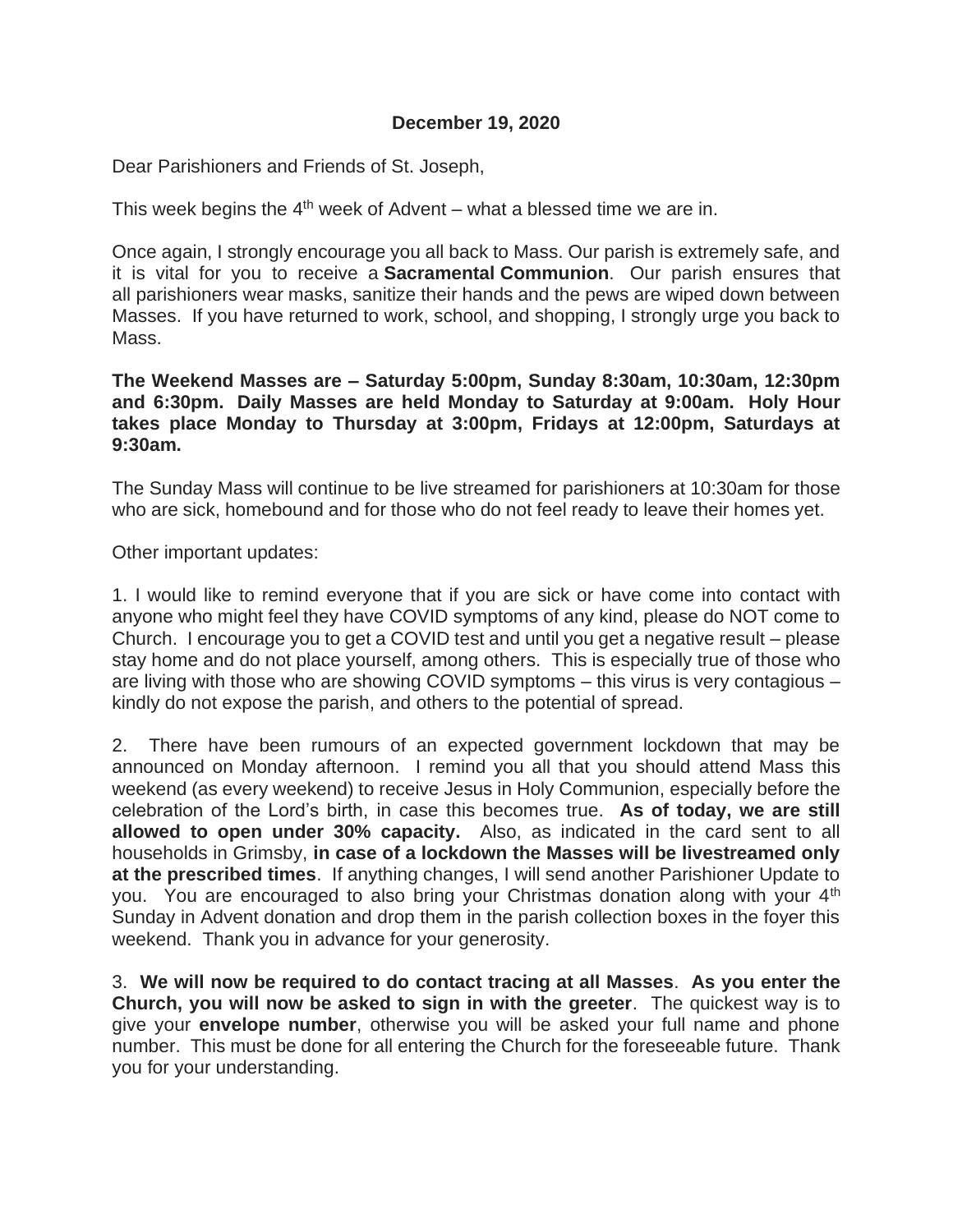**December 19, 2020**

Dear Parishioners and Friends of St. Joseph,

This week begins the 4th week of Advent – what a blessed time we are in.

Once again, I strongly encourage you all back to Mass. Our parish is extremely safe, and it is vital for you to receive a **Sacramental Communion**. Our parish ensures that all parishioners wear masks, sanitize their hands and the pews are wiped down between Masses. If you have returned to work, school, and shopping, I strongly urge you back to Mass.

**The Weekend Masses are – Saturday 5:00pm, Sunday 8:30am, 10:30am, 12:30pm and 6:30pm. Daily Masses are held Monday to Saturday at 9:00am. Holy Hour takes place Monday to Thursday at 3:00pm, Fridays at 12:00pm, Saturdays at 9:30am.**

The Sunday Mass will continue to be live streamed for parishioners at 10:30am for those who are sick, homebound and for those who do not feel ready to leave their homes yet.

Other important updates:

1. I would like to remind everyone that if you are sick or have come into contact with anyone who might feel they have COVID symptoms of any kind, please do NOT come to Church. I encourage you to get a COVID test and until you get a negative result – please stay home and do not place yourself, among others. This is especially true of those who are living with those who are showing COVID symptoms – this virus is very contagious – kindly do not expose the parish, and others to the potential of spread.

2. There have been rumours of an expected government lockdown that may be announced on Monday afternoon. I remind you all that you should attend Mass this weekend (as every weekend) to receive Jesus in Holy Communion, especially before the celebration of the Lord's birth, in case this becomes true. **As of today, we are still allowed to open under 30% capacity.** Also, as indicated in the card sent to all households in Grimsby, **in case of a lockdown the Masses will be livestreamed only at the prescribed times**. If anything changes, I will send another Parishioner Update to you. You are encouraged to also bring your Christmas donation along with your 4th Sunday in Advent donation and drop them in the parish collection boxes in the foyer this weekend. Thank you in advance for your generosity.

3. **We will now be required to do contact tracing at all Masses**. **As you enter the Church, you will now be asked to sign in with the greeter**. The quickest way is to give your **envelope number**, otherwise you will be asked your full name and phone number. This must be done for all entering the Church for the foreseeable future. Thank you for your understanding.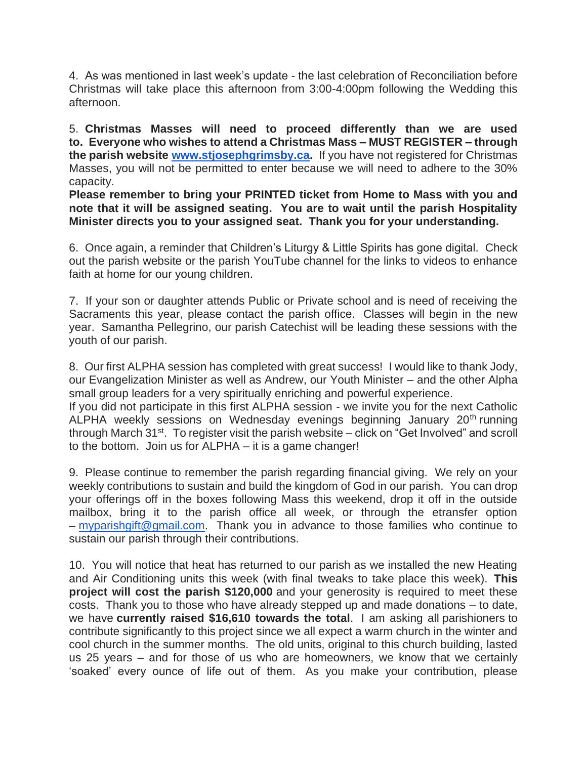4. As was mentioned in last week's update - the last celebration of Reconciliation before Christmas will take place this afternoon from 3:00-4:00pm following the Wedding this afternoon.

5. **Christmas Masses will need to proceed differently than we are used to. Everyone who wishes to attend a Christmas Mass – MUST REGISTER – through the parish website [www.stjosephgrimsby.ca](http://www.stjosephgrimsby.ca).** If you have not registered for Christmas Masses, you will not be permitted to enter because we will need to adhere to the 30% capacity.
**Please remember to bring your PRINTED ticket from Home to Mass with you and note that it will be assigned seating. You are to wait until the parish Hospitality Minister directs you to your assigned seat. Thank you for your understanding.**

6. Once again, a reminder that Children's Liturgy & Little Spirits has gone digital. Check out the parish website or the parish YouTube channel for the links to videos to enhance faith at home for our young children.

7. If your son or daughter attends Public or Private school and is need of receiving the Sacraments this year, please contact the parish office. Classes will begin in the new year. Samantha Pellegrino, our parish Catechist will be leading these sessions with the youth of our parish.

8. Our first ALPHA session has completed with great success! I would like to thank Jody, our Evangelization Minister as well as Andrew, our Youth Minister – and the other Alpha small group leaders for a very spiritually enriching and powerful experience.
If you did not participate in this first ALPHA session - we invite you for the next Catholic ALPHA weekly sessions on Wednesday evenings beginning January 20th running through March 31st. To register visit the parish website – click on "Get Involved" and scroll to the bottom. Join us for ALPHA – it is a game changer!

9. Please continue to remember the parish regarding financial giving. We rely on your weekly contributions to sustain and build the kingdom of God in our parish. You can drop your offerings off in the boxes following Mass this weekend, drop it off in the outside mailbox, bring it to the parish office all week, or through the etransfer option – [myparishgift@gmail.com](mailto:myparishgift@gmail.com). Thank you in advance to those families who continue to sustain our parish through their contributions.

10. You will notice that heat has returned to our parish as we installed the new Heating and Air Conditioning units this week (with final tweaks to take place this week). **This project will cost the parish $120,000** and your generosity is required to meet these costs. Thank you to those who have already stepped up and made donations – to date, we have **currently raised $16,610 towards the total**. I am asking all parishioners to contribute significantly to this project since we all expect a warm church in the winter and cool church in the summer months. The old units, original to this church building, lasted us 25 years – and for those of us who are homeowners, we know that we certainly 'soaked' every ounce of life out of them. As you make your contribution, please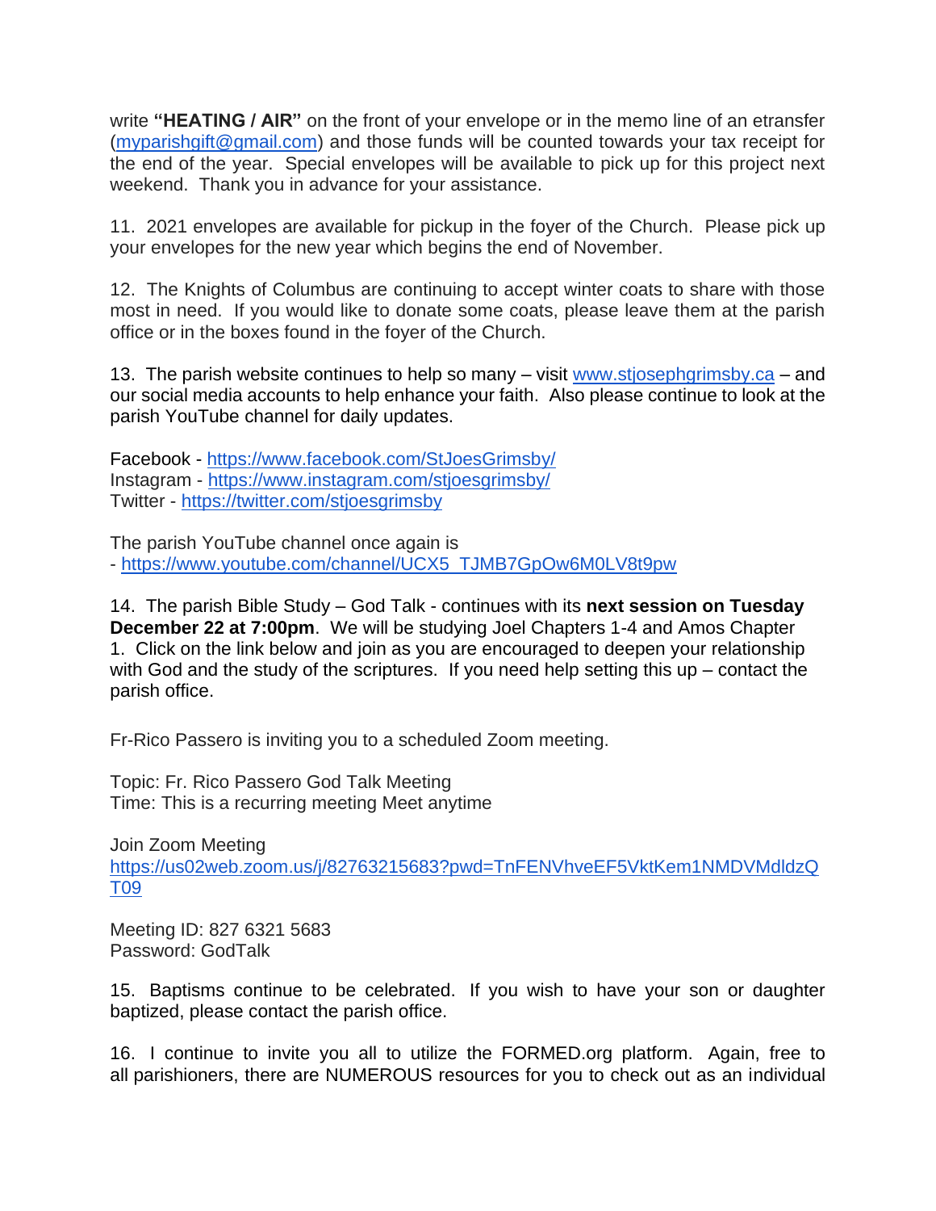write **"HEATING / AIR"** on the front of your envelope or in the memo line of an etransfer (myparishgift@gmail.com) and those funds will be counted towards your tax receipt for the end of the year. Special envelopes will be available to pick up for this project next weekend. Thank you in advance for your assistance.

11. 2021 envelopes are available for pickup in the foyer of the Church. Please pick up your envelopes for the new year which begins the end of November.

12. The Knights of Columbus are continuing to accept winter coats to share with those most in need. If you would like to donate some coats, please leave them at the parish office or in the boxes found in the foyer of the Church.

13. The parish website continues to help so many – visit www.stjosephgrimsby.ca – and our social media accounts to help enhance your faith. Also please continue to look at the parish YouTube channel for daily updates.

Facebook - https://www.facebook.com/StJoesGrimsby/
Instagram - https://www.instagram.com/stjoesgrimsby/
Twitter - https://twitter.com/stjoesgrimsby

The parish YouTube channel once again is
- https://www.youtube.com/channel/UCX5_TJMB7GpOw6M0LV8t9pw

14. The parish Bible Study – God Talk - continues with its **next session on Tuesday December 22 at 7:00pm**. We will be studying Joel Chapters 1-4 and Amos Chapter 1. Click on the link below and join as you are encouraged to deepen your relationship with God and the study of the scriptures. If you need help setting this up – contact the parish office.

Fr-Rico Passero is inviting you to a scheduled Zoom meeting.

Topic: Fr. Rico Passero God Talk Meeting
Time: This is a recurring meeting Meet anytime

Join Zoom Meeting
https://us02web.zoom.us/j/82763215683?pwd=TnFENVhveEF5VktKem1NMDVMdldzQT09

Meeting ID: 827 6321 5683
Password: GodTalk

15. Baptisms continue to be celebrated. If you wish to have your son or daughter baptized, please contact the parish office.

16. I continue to invite you all to utilize the FORMED.org platform. Again, free to all parishioners, there are NUMEROUS resources for you to check out as an individual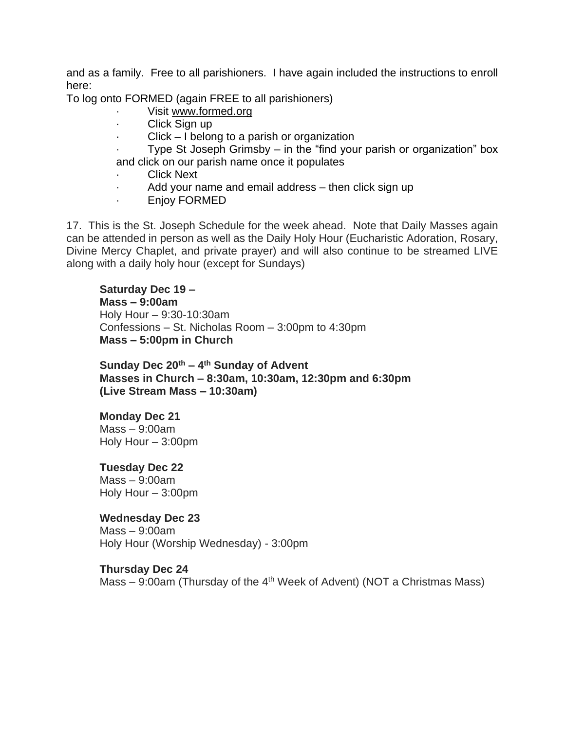and as a family. Free to all parishioners. I have again included the instructions to enroll here:

To log onto FORMED (again FREE to all parishioners)

- Visit www.formed.org
- Click Sign up
- Click – I belong to a parish or organization
- Type St Joseph Grimsby – in the "find your parish or organization" box and click on our parish name once it populates
- Click Next
- Add your name and email address – then click sign up
- Enjoy FORMED

17. This is the St. Joseph Schedule for the week ahead. Note that Daily Masses again can be attended in person as well as the Daily Holy Hour (Eucharistic Adoration, Rosary, Divine Mercy Chaplet, and private prayer) and will also continue to be streamed LIVE along with a daily holy hour (except for Sundays)

**Saturday Dec 19 –**
**Mass – 9:00am**
Holy Hour – 9:30-10:30am
Confessions – St. Nicholas Room – 3:00pm to 4:30pm
**Mass – 5:00pm in Church**

**Sunday Dec 20th – 4th Sunday of Advent**
**Masses in Church – 8:30am, 10:30am, 12:30pm and 6:30pm**
**(Live Stream Mass – 10:30am)**

**Monday Dec 21**
Mass – 9:00am
Holy Hour – 3:00pm

**Tuesday Dec 22**
Mass – 9:00am
Holy Hour – 3:00pm

**Wednesday Dec 23**
Mass – 9:00am
Holy Hour (Worship Wednesday) - 3:00pm

**Thursday Dec 24**
Mass – 9:00am (Thursday of the 4th Week of Advent) (NOT a Christmas Mass)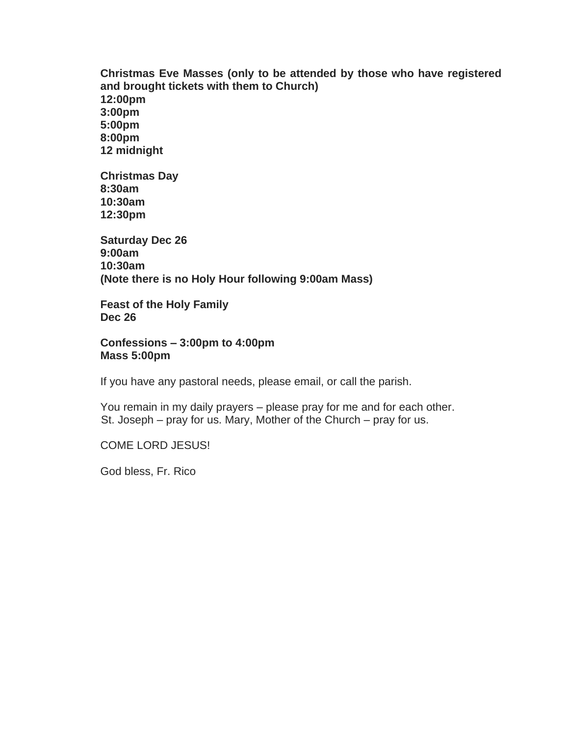**Christmas Eve Masses (only to be attended by those who have registered and brought tickets with them to Church)**
**12:00pm**
**3:00pm**
**5:00pm**
**8:00pm**
**12 midnight**

**Christmas Day**
**8:30am**
**10:30am**
**12:30pm**

**Saturday Dec 26**
**9:00am**
**10:30am**
**(Note there is no Holy Hour following 9:00am Mass)**

**Feast of the Holy Family**
**Dec 26**

**Confessions – 3:00pm to 4:00pm**
**Mass 5:00pm**

If you have any pastoral needs, please email, or call the parish.

You remain in my daily prayers – please pray for me and for each other.
St. Joseph – pray for us. Mary, Mother of the Church – pray for us.

COME LORD JESUS!

God bless, Fr. Rico